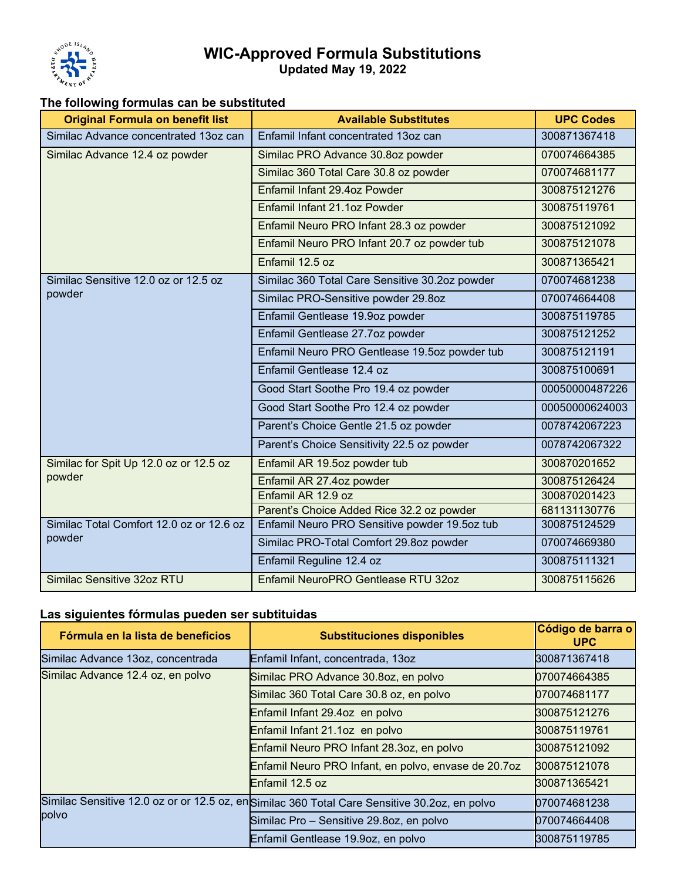# WIC-Approved Formula Substitutions

**Updated May 19, 2022**

### The following formulas can be substituted

| Original Formula on benefit list | Available Substitutes | UPC Codes |
|---|---|---|
| Similac Advance concentrated 13oz can | Enfamil Infant concentrated 13oz can | 300871367418 |
| Similac Advance 12.4 oz powder | Similac PRO Advance 30.8oz powder | 070074664385 |
| | Similac 360 Total Care 30.8 oz powder | 070074681177 |
| | Enfamil Infant 29.4oz Powder | 300875121276 |
| | Enfamil Infant 21.1oz Powder | 300875119761 |
| | Enfamil Neuro PRO Infant 28.3 oz powder | 300875121092 |
| | Enfamil Neuro PRO Infant 20.7 oz powder tub | 300875121078 |
| | Enfamil 12.5 oz | 300871365421 |
| Similac Sensitive 12.0 oz or 12.5 oz powder | Similac 360 Total Care Sensitive 30.2oz powder | 070074681238 |
| | Similac PRO-Sensitive powder 29.8oz | 070074664408 |
| | Enfamil Gentlease 19.9oz powder | 300875119785 |
| | Enfamil Gentlease 27.7oz powder | 300875121252 |
| | Enfamil Neuro PRO Gentlease 19.5oz powder tub | 300875121191 |
| | Enfamil Gentlease 12.4 oz | 300875100691 |
| | Good Start Soothe Pro 19.4 oz powder | 00050000487226 |
| | Good Start Soothe Pro 12.4 oz powder | 00050000624003 |
| | Parent's Choice Gentle 21.5 oz powder | 0078742067223 |
| | Parent's Choice Sensitivity 22.5 oz powder | 0078742067322 |
| Similac for Spit Up 12.0 oz or 12.5 oz powder | Enfamil AR 19.5oz powder tub | 300870201652 |
| | Enfamil AR 27.4oz powder | 300875126424 |
| | Enfamil AR 12.9 oz | 300870201423 |
| | Parent's Choice Added Rice 32.2 oz powder | 681131130776 |
| Similac Total Comfort 12.0 oz or 12.6 oz powder | Enfamil Neuro PRO Sensitive powder 19.5oz tub | 300875124529 |
| | Similac PRO-Total Comfort 29.8oz powder | 070074669380 |
| | Enfamil Reguline 12.4 oz | 300875111321 |
| Similac Sensitive 32oz RTU | Enfamil NeuroPRO Gentlease RTU 32oz | 300875115626 |

### Las siguientes fórmulas pueden ser subtituidas

| Fórmula en la lista de beneficios | Substituciones disponibles | Código de barra o UPC |
|---|---|---|
| Similac Advance 13oz, concentrada | Enfamil Infant, concentrada, 13oz | 300871367418 |
| Similac Advance 12.4 oz, en polvo | Similac PRO Advance 30.8oz, en polvo | 070074664385 |
| | Similac 360 Total Care 30.8 oz, en polvo | 070074681177 |
| | Enfamil Infant 29.4oz en polvo | 300875121276 |
| | Enfamil Infant 21.1oz en polvo | 300875119761 |
| | Enfamil Neuro PRO Infant 28.3oz, en polvo | 300875121092 |
| | Enfamil Neuro PRO Infant, en polvo, envase de 20.7oz | 300875121078 |
| | Enfamil 12.5 oz | 300871365421 |
| Similac Sensitive 12.0 oz or or 12.5 oz, en polvo | Similac 360 Total Care Sensitive 30.2oz, en polvo | 070074681238 |
| | Similac Pro – Sensitive 29.8oz, en polvo | 070074664408 |
| | Enfamil Gentlease 19.9oz, en polvo | 300875119785 |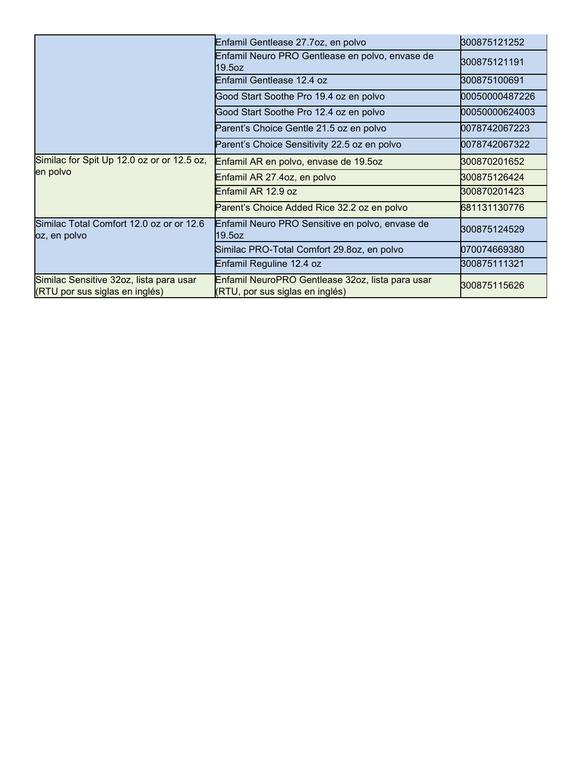| | | |
|---|---|---|
| | Enfamil Gentlease 27.7oz, en polvo | 300875121252 |
| | Enfamil Neuro PRO Gentlease en polvo, envase de 19.5oz | 300875121191 |
| | Enfamil Gentlease 12.4 oz | 300875100691 |
| | Good Start Soothe Pro 19.4 oz en polvo | 00050000487226 |
| | Good Start Soothe Pro 12.4 oz en polvo | 00050000624003 |
| | Parent’s Choice Gentle 21.5 oz en polvo | 0078742067223 |
| | Parent’s Choice Sensitivity 22.5 oz en polvo | 0078742067322 |
| Similac for Spit Up 12.0 oz or or 12.5 oz, en polvo | Enfamil AR en polvo, envase de 19.5oz | 300870201652 |
| | Enfamil AR 27.4oz, en polvo | 300875126424 |
| | Enfamil AR 12.9 oz | 300870201423 |
| | Parent’s Choice Added Rice 32.2 oz en polvo | 681131130776 |
| Similac Total Comfort 12.0 oz or or 12.6 oz, en polvo | Enfamil Neuro PRO Sensitive en polvo, envase de 19.5oz | 300875124529 |
| | Similac PRO-Total Comfort 29.8oz, en polvo | 070074669380 |
| | Enfamil Reguline 12.4 oz | 300875111321 |
| Similac Sensitive 32oz, lista para usar (RTU por sus siglas en inglés) | Enfamil NeuroPRO Gentlease 32oz, lista para usar (RTU, por sus siglas en inglés) | 300875115626 |